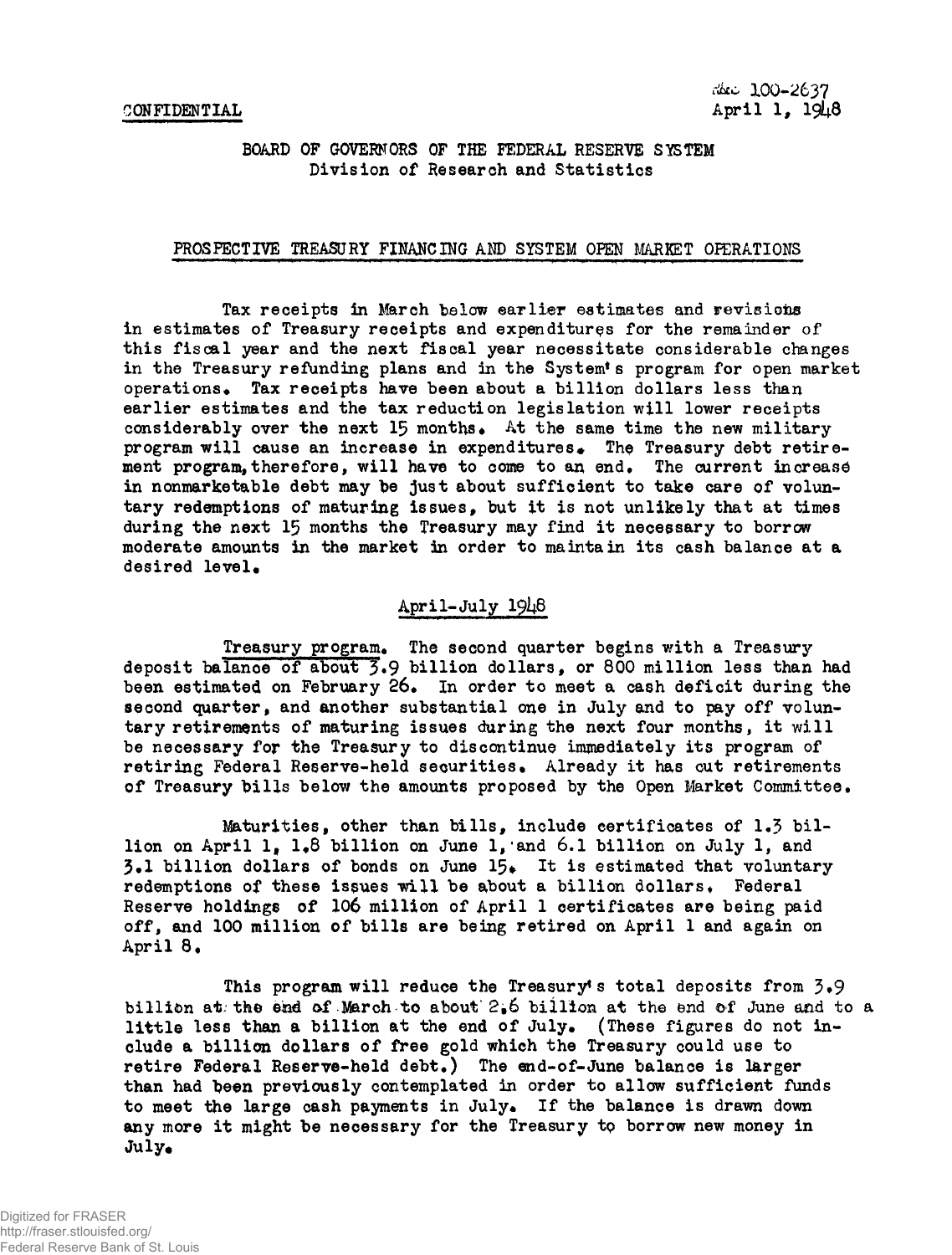CONFIDENTIAL

Doc 100-2637
April 1, 1948

BOARD OF GOVERNORS OF THE FEDERAL RESERVE SYSTEM
Division of Research and Statistics

## PROSPECTIVE TREASURY FINANCING AND SYSTEM OPEN MARKET OPERATIONS

Tax receipts in March below earlier estimates and revisions in estimates of Treasury receipts and expenditures for the remainder of this fiscal year and the next fiscal year necessitate considerable changes in the Treasury refunding plans and in the System's program for open market operations. Tax receipts have been about a billion dollars less than earlier estimates and the tax reduction legislation will lower receipts considerably over the next 15 months. At the same time the new military program will cause an increase in expenditures. The Treasury debt retirement program, therefore, will have to come to an end. The current increase in nonmarketable debt may be just about sufficient to take care of voluntary redemptions of maturing issues, but it is not unlikely that at times during the next 15 months the Treasury may find it necessary to borrow moderate amounts in the market in order to maintain its cash balance at a desired level.

### April-July 1948

Treasury program. The second quarter begins with a Treasury deposit balance of about 3.9 billion dollars, or 800 million less than had been estimated on February 26. In order to meet a cash deficit during the second quarter, and another substantial one in July and to pay off voluntary retirements of maturing issues during the next four months, it will be necessary for the Treasury to discontinue immediately its program of retiring Federal Reserve-held securities. Already it has cut retirements of Treasury bills below the amounts proposed by the Open Market Committee.

Maturities, other than bills, include certificates of 1.3 billion on April 1, 1.8 billion on June 1, and 6.1 billion on July 1, and 3.1 billion dollars of bonds on June 15. It is estimated that voluntary redemptions of these issues will be about a billion dollars. Federal Reserve holdings of 106 million of April 1 certificates are being paid off, and 100 million of bills are being retired on April 1 and again on April 8.

This program will reduce the Treasury's total deposits from 3.9 billion at the end of March to about 2.6 billion at the end of June and to a little less than a billion at the end of July. (These figures do not include a billion dollars of free gold which the Treasury could use to retire Federal Reserve-held debt.) The end-of-June balance is larger than had been previously contemplated in order to allow sufficient funds to meet the large cash payments in July. If the balance is drawn down any more it might be necessary for the Treasury to borrow new money in July.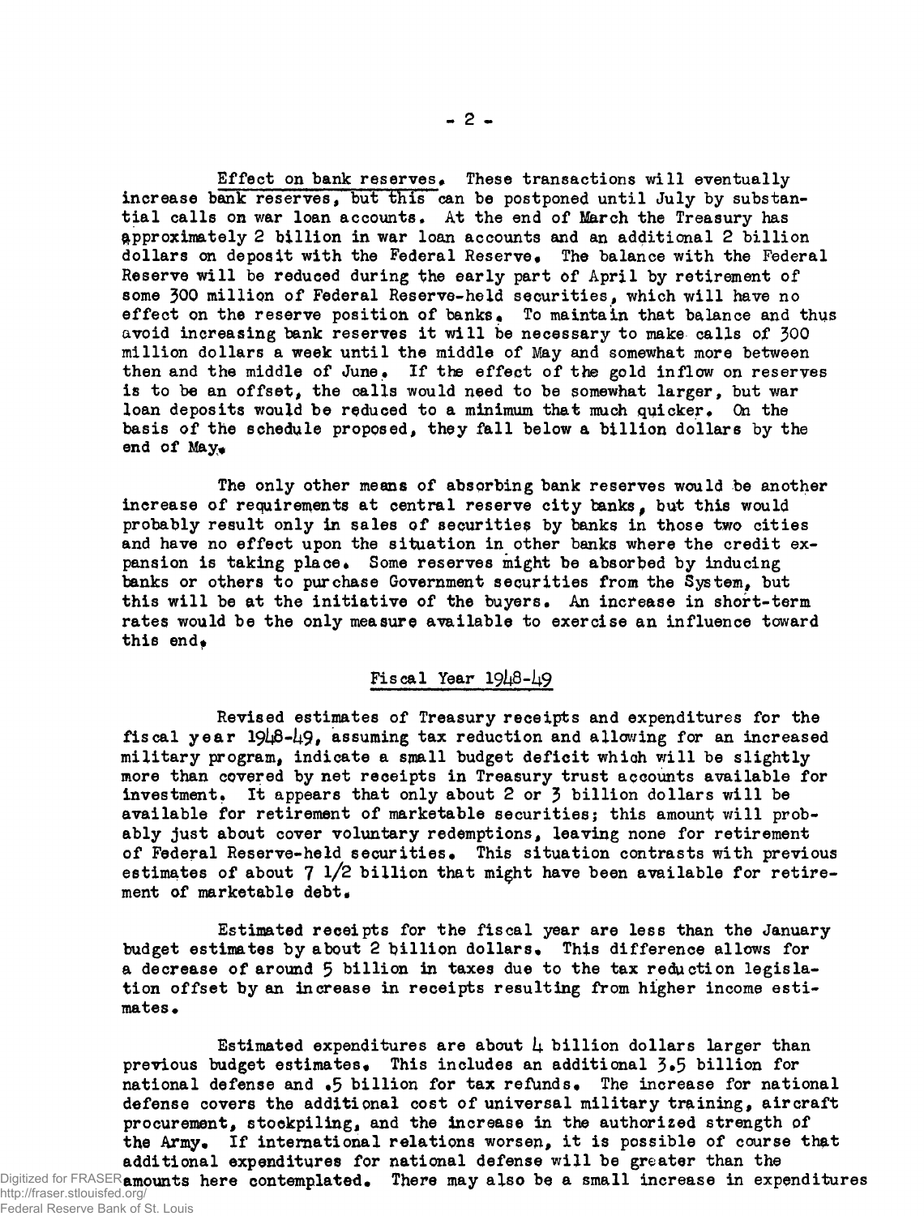Effect on bank reserves. These transactions will eventually increase bank reserves, but this can be postponed until July by substantial calls on war loan accounts. At the end of March the Treasury has approximately 2 billion in war loan accounts and an additional 2 billion dollars on deposit with the Federal Reserve. The balance with the Federal Reserve will be reduced during the early part of April by retirement of some 300 million of Federal Reserve-held securities, which will have no effect on the reserve position of banks. To maintain that balance and thus avoid increasing bank reserves it will be necessary to make calls of 300 million dollars a week until the middle of May and somewhat more between then and the middle of June. If the effect of the gold inflow on reserves is to be an offset, the calls would need to be somewhat larger, but war loan deposits would be reduced to a minimum that much quicker. On the basis of the schedule proposed, they fall below a billion dollars by the end of May.

The only other means of absorbing bank reserves would be another increase of requirements at central reserve city banks, but this would probably result only in sales of securities by banks in those two cities and have no effect upon the situation in other banks where the credit expansion is taking place. Some reserves might be absorbed by inducing banks or others to purchase Government securities from the System, but this will be at the initiative of the buyers. An increase in short-term rates would be the only measure available to exercise an influence toward this end.

## Fiscal Year 1948-49

Revised estimates of Treasury receipts and expenditures for the fiscal year 1948-49, assuming tax reduction and allowing for an increased military program, indicate a small budget deficit which will be slightly more than covered by net receipts in Treasury trust accounts available for investment. It appears that only about 2 or 3 billion dollars will be available for retirement of marketable securities; this amount will probably just about cover voluntary redemptions, leaving none for retirement of Federal Reserve-held securities. This situation contrasts with previous estimates of about 7 1/2 billion that might have been available for retirement of marketable debt.

Estimated receipts for the fiscal year are less than the January budget estimates by about 2 billion dollars. This difference allows for a decrease of around 5 billion in taxes due to the tax reduction legislation offset by an increase in receipts resulting from higher income estimates.

Estimated expenditures are about 4 billion dollars larger than previous budget estimates. This includes an additional 3.5 billion for national defense and .5 billion for tax refunds. The increase for national defense covers the additional cost of universal military training, aircraft procurement, stockpiling, and the increase in the authorized strength of the Army. If international relations worsen, it is possible of course that additional expenditures for national defense will be greater than the amounts here contemplated. There may also be a small increase in expenditures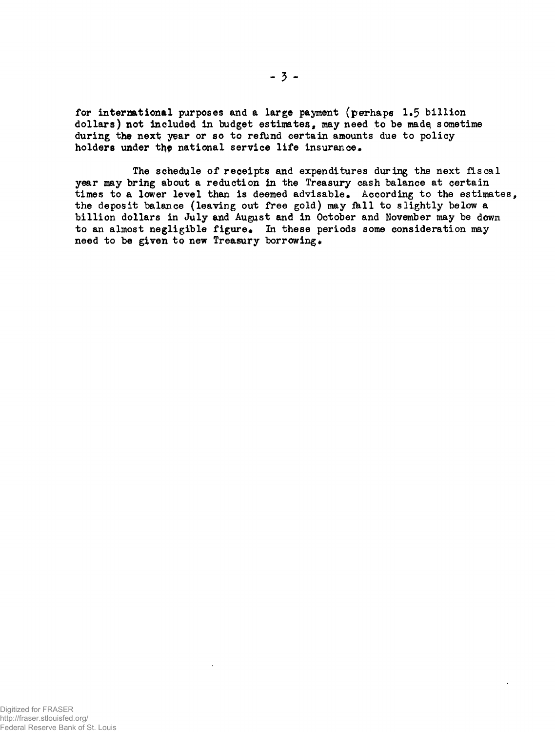for international purposes and a large payment (perhaps 1.5 billion dollars) not included in budget estimates, may need to be made sometime during the next year or so to refund certain amounts due to policy holders under the national service life insurance.

The schedule of receipts and expenditures during the next fiscal year may bring about a reduction in the Treasury cash balance at certain times to a lower level than is deemed advisable. According to the estimates, the deposit balance (leaving out free gold) may fall to slightly below a billion dollars in July and August and in October and November may be down to an almost negligible figure. In these periods some consideration may need to be given to new Treasury borrowing.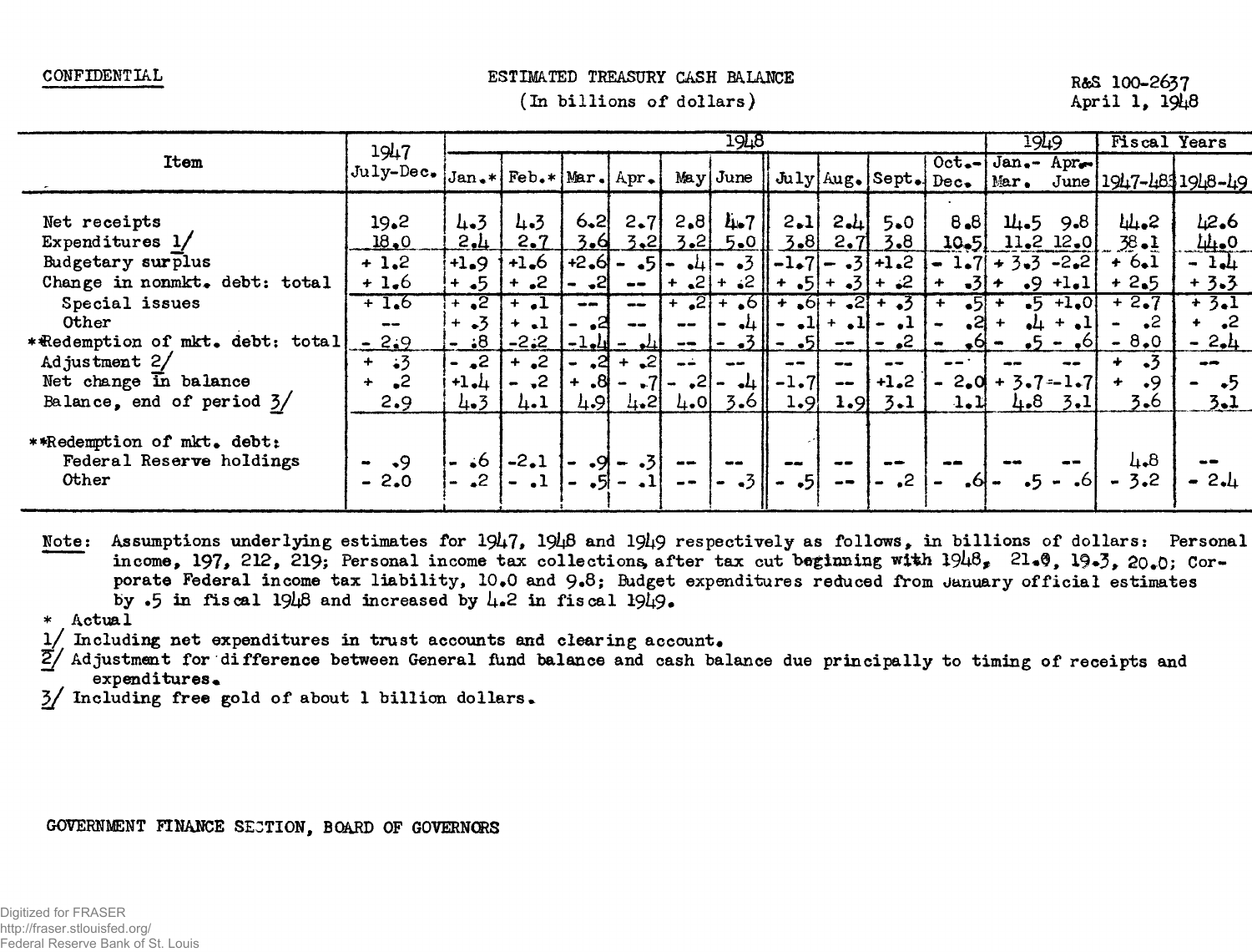CONFIDENTIAL

# ESTIMATED TREASURY CASH BALANCE

(In billions of dollars)

R&S 100-2637
April 1, 1948

| Item | 1947 July-Dec. | 1948 Jan.* | Feb.* | Mar. | Apr. | May | June | July | Aug. | Sept. | Oct.-Dec. | 1949 Jan.-Mar. | Apr.-June | Fiscal Years 1947-48 | 1948-49 |
|---|---|---|---|---|---|---|---|---|---|---|---|---|---|---|---|
| Net receipts | 19.2 | 4.3 | 4.3 | 6.2 | 2.7 | 2.8 | 4.7 | 2.1 | 2.4 | 5.0 | 8.8 | 14.5 | 9.8 | 44.2 | 42.6 |
| Expenditures 1/ | 18.0 | 2.4 | 2.7 | 3.6 | 3.2 | 3.2 | 5.0 | 3.8 | 2.7 | 3.8 | 10.5 | 11.2 | 12.0 | 38.1 | 44.0 |
| Budgetary surplus | + 1.2 | +1.9 | +1.6 | +2.6 | - .5 | - .4 | - .3 | -1.7 | - .3 | +1.2 | - 1.7 | + 3.3 | -2.2 | + 6.1 | - 1.4 |
| Change in nonmkt. debt: total | + 1.6 | + .5 | + .2 | - .2 | -- | + .2 | + .2 | + .5 | + .3 | + .2 | + .3 | + .9 | +1.1 | + 2.5 | + 3.3 |
| Special issues | + 1.6 | + .2 | + .1 | -- | -- | + .2 | + .6 | + .6 | + .2 | + .3 | + .5 | + .5 | +1.0 | + 2.7 | + 3.1 |
| Other | -- | + .3 | + .1 | - .2 | -- | -- | - .4 | - .1 | + .1 | - .1 | - .2 | + .4 | + .1 | - .2 | + .2 |
| **Redemption of mkt. debt: total | - 2.9 | - .8 | -2.2 | -1.4 | - .4 | -- | - .3 | - .5 | -- | - .2 | - .6 | - .5 | - .6 | - 8.0 | - 2.4 |
| Adjustment 2/ | + .3 | - .2 | + .2 | - .2 | + .2 | -- | -- | -- | -- | -- | -- | -- | -- | + .3 | -- |
| Net change in balance | + .2 | +1.4 | - .2 | + .8 | - .7 | - .2 | - .4 | -1.7 | -- | +1.2 | - 2.0 | + 3.7 | -1.7 | + .9 | - .5 |
| Balance, end of period 3/ | 2.9 | 4.3 | 4.1 | 4.9 | 4.2 | 4.0 | 3.6 | 1.9 | 1.9 | 3.1 | 1.1 | 4.8 | 3.1 | 3.6 | 3.1 |
| **Redemption of mkt. debt: | | | | | | | | | | | | | | | |
| Federal Reserve holdings | - .9 | - .6 | -2.1 | - .9 | - .3 | -- | -- | -- | -- | -- | -- | -- | -- | 4.8 | -- |
| Other | - 2.0 | - .2 | - .1 | - .5 | - .1 | -- | - .3 | - .5 | -- | - .2 | - .6 | - .5 | - .6 | - 3.2 | - 2.4 |

Note: Assumptions underlying estimates for 1947, 1948 and 1949 respectively as follows, in billions of dollars: Personal income, 197, 212, 219; Personal income tax collections after tax cut beginning with 1948, 21.9, 19.3, 20.0; Corporate Federal income tax liability, 10.0 and 9.8; Budget expenditures reduced from January official estimates by .5 in fiscal 1948 and increased by 4.2 in fiscal 1949.

\* Actual

1/ Including net expenditures in trust accounts and clearing account.

2/ Adjustment for difference between General fund balance and cash balance due principally to timing of receipts and expenditures.

3/ Including free gold of about 1 billion dollars.

GOVERNMENT FINANCE SECTION, BOARD OF GOVERNORS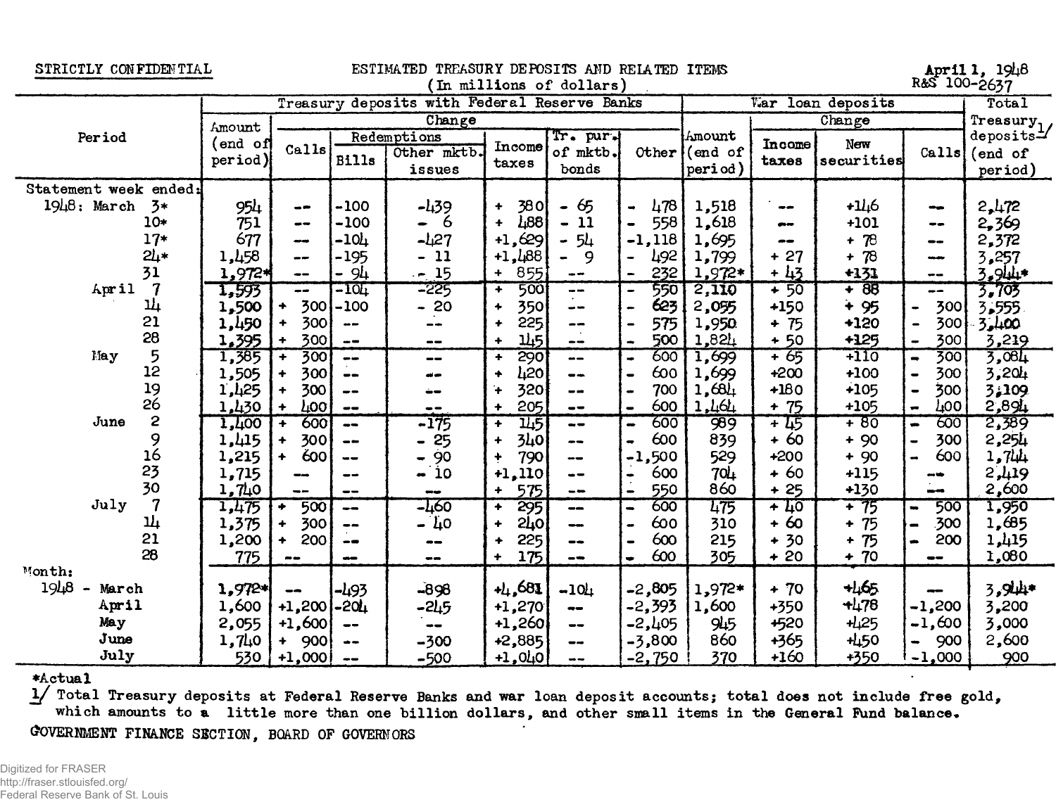STRICTLY CONFIDENTIAL

ESTIMATED TREASURY DEPOSITS AND RELATED ITEMS
(In millions of dollars)

April 1, 1948
R&S 100-2637

| Period | Treasury deposits with Federal Reserve Banks | | | | | | | War loan deposits | | | | Total Treasury deposits 1/ |
|---|---|---|---|---|---|---|---|---|---|---|---|---|
| | Amount (end of period) | Change | | | | | | Amount (end of period) | Change | | | (end of period) |
| | | Calls | Redemptions | | Income taxes | Tr. pur. of mktb. bonds | Other | | Income taxes | New securities | Calls | |
| | | | Bills | Other mktb. issues | | | | | | | | |
| Statement week ended: | | | | | | | | | | | | |
| 1948: March 3* | 954 | -- | -100 | -439 | + 380 | - 65 | - 478 | 1,518 | -- | +146 | -- | 2,472 |
| 10* | 751 | -- | -100 | - 6 | + 488 | - 11 | - 558 | 1,618 | -- | +101 | -- | 2,369 |
| 17* | 677 | -- | -104 | -427 | +1,629 | - 54 | -1,118 | 1,695 | -- | + 78 | -- | 2,372 |
| 24* | 1,458 | -- | -195 | - 11 | +1,488 | - 9 | - 492 | 1,799 | + 27 | + 78 | -- | 3,257 |
| 31 | 1,972* | -- | - 94 | - 15 | + 855 | -- | - 232 | 1,972* | + 43 | +131 | -- | 3,944* |
| April 7 | 1,593 | -- | -104 | -225 | + 500 | -- | - 550 | 2,110 | + 50 | + 88 | -- | 3,703 |
| 14 | 1,500 | + 300 | -100 | - 20 | + 350 | -- | - 623 | 2,055 | +150 | + 95 | - 300 | 3,555 |
| 21 | 1,450 | + 300 | -- | -- | + 225 | -- | - 575 | 1,950 | + 75 | +120 | - 300 | 3,400 |
| 28 | 1,395 | + 300 | -- | -- | + 145 | -- | - 500 | 1,824 | + 50 | +125 | - 300 | 3,219 |
| May 5 | 1,385 | + 300 | -- | -- | + 290 | -- | - 600 | 1,699 | + 65 | +110 | - 300 | 3,084 |
| 12 | 1,505 | + 300 | -- | -- | + 420 | -- | - 600 | 1,699 | +200 | +100 | - 300 | 3,204 |
| 19 | 1,425 | + 300 | -- | -- | + 320 | -- | - 700 | 1,684 | +180 | +105 | - 300 | 3,109 |
| 26 | 1,430 | + 400 | -- | -- | + 205 | -- | - 600 | 1,464 | + 75 | +105 | - 400 | 2,894 |
| June 2 | 1,400 | + 600 | -- | -175 | + 145 | -- | - 600 | 989 | + 45 | + 80 | - 600 | 2,389 |
| 9 | 1,415 | + 300 | -- | - 25 | + 340 | -- | - 600 | 839 | + 60 | + 90 | - 300 | 2,254 |
| 16 | 1,215 | + 600 | -- | - 90 | + 790 | -- | -1,500 | 529 | +200 | + 90 | - 600 | 1,744 |
| 23 | 1,715 | -- | -- | - 10 | +1,110 | -- | - 600 | 704 | + 60 | +115 | -- | 2,419 |
| 30 | 1,740 | -- | -- | -- | + 575 | -- | - 550 | 860 | + 25 | +130 | -- | 2,600 |
| July 7 | 1,475 | + 500 | -- | -460 | + 295 | -- | - 600 | 475 | + 40 | + 75 | - 500 | 1,950 |
| 14 | 1,375 | + 300 | -- | - 40 | + 240 | -- | - 600 | 310 | + 60 | + 75 | - 300 | 1,685 |
| 21 | 1,200 | + 200 | -- | -- | + 225 | -- | - 600 | 215 | + 30 | + 75 | - 200 | 1,415 |
| 28 | 775 | -- | -- | -- | + 175 | -- | - 600 | 305 | + 20 | + 70 | -- | 1,080 |
| Month: | | | | | | | | | | | | |
| 1948 - March | 1,972* | -- | -493 | -898 | +4,681 | -104 | -2,805 | 1,972* | + 70 | +465 | -- | 3,944* |
| April | 1,600 | +1,200 | -204 | -245 | +1,270 | -- | -2,393 | 1,600 | +350 | +478 | -1,200 | 3,200 |
| May | 2,055 | +1,600 | -- | -- | +1,260 | -- | -2,405 | 945 | +520 | +425 | -1,600 | 3,000 |
| June | 1,740 | + 900 | -- | -300 | +2,885 | -- | -3,800 | 860 | +365 | +450 | - 900 | 2,600 |
| July | 530 | +1,000 | -- | -500 | +1,040 | -- | -2,750 | 370 | +160 | +350 | -1,000 | 900 |

*Actual

1/ Total Treasury deposits at Federal Reserve Banks and war loan deposit accounts; total does not include free gold, which amounts to a little more than one billion dollars, and other small items in the General Fund balance.

GOVERNMENT FINANCE SECTION, BOARD OF GOVERNORS